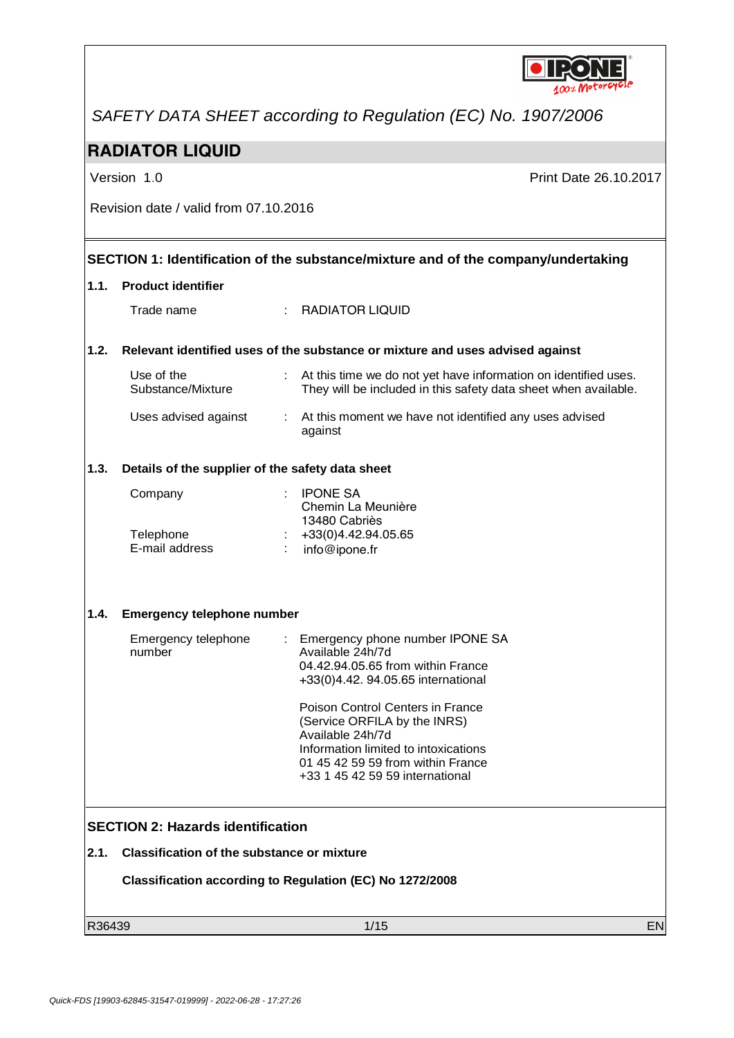*SAFETY DATA SHEET according to Regulation (EC) No. 1907/2006*

# RADIATOR LIQUID

Version 1.0

Print Date 26.10.2017

Revision date / valid from 07.10.2016

## SECTION 1: Identification of the substance/mixture and of the company/undertaking

### 1.1. Product identifier

Trade name : RADIATOR LIQUID

### 1.2. Relevant identified uses of the substance or mixture and uses advised against

Use of the Substance/Mixture : At this time we do not yet have information on identified uses. They will be included in this safety data sheet when available.

Uses advised against : At this moment we have not identified any uses advised against

### 1.3. Details of the supplier of the safety data sheet

Company : IPONE SA
Chemin La Meunière
13480 Cabriès

Telephone : +33(0)4.42.94.05.65

E-mail address : info@ipone.fr

### 1.4. Emergency telephone number

Emergency telephone number : Emergency phone number IPONE SA
Available 24h/7d
04.42.94.05.65 from within France
+33(0)4.42. 94.05.65 international

Poison Control Centers in France
(Service ORFILA by the INRS)
Available 24h/7d
Information limited to intoxications
01 45 42 59 59 from within France
+33 1 45 42 59 59 international

## SECTION 2: Hazards identification

### 2.1. Classification of the substance or mixture

**Classification according to Regulation (EC) No 1272/2008**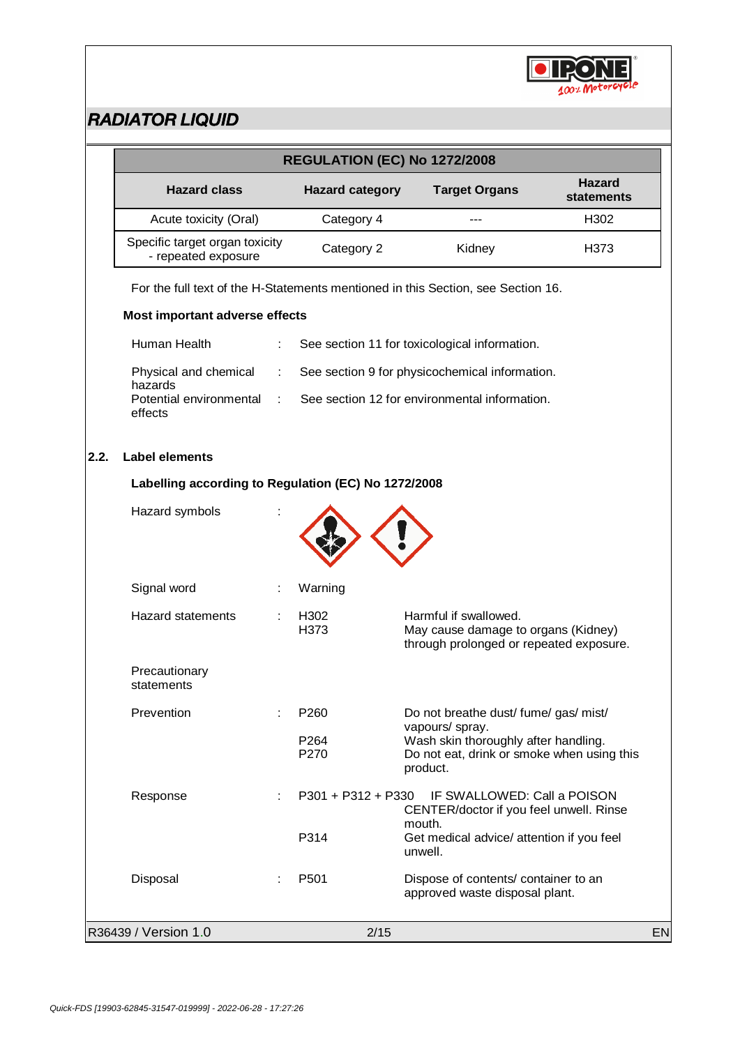# RADIATOR LIQUID

| REGULATION (EC) No 1272/2008 | | | |
|---|---|---|---|
| **Hazard class** | **Hazard category** | **Target Organs** | **Hazard statements** |
| Acute toxicity (Oral) | Category 4 | --- | H302 |
| Specific target organ toxicity - repeated exposure | Category 2 | Kidney | H373 |

For the full text of the H-Statements mentioned in this Section, see Section 16.

**Most important adverse effects**

| | | |
|---|---|---|
| Human Health | : | See section 11 for toxicological information. |
| Physical and chemical hazards | : | See section 9 for physicochemical information. |
| Potential environmental effects | : | See section 12 for environmental information. |

## 2.2. Label elements

**Labelling according to Regulation (EC) No 1272/2008**

Hazard symbols :

Signal word : Warning

| | | | |
|---|---|---|---|
| Hazard statements | : | H302 | Harmful if swallowed. |
| | | H373 | May cause damage to organs (Kidney) through prolonged or repeated exposure. |

Precautionary statements

| | | | |
|---|---|---|---|
| Prevention | : | P260 | Do not breathe dust/ fume/ gas/ mist/ vapours/ spray. |
| | | P264 | Wash skin thoroughly after handling. |
| | | P270 | Do not eat, drink or smoke when using this product. |
| Response | : | P301 + P312 + P330 | IF SWALLOWED: Call a POISON CENTER/doctor if you feel unwell. Rinse mouth. |
| | | P314 | Get medical advice/ attention if you feel unwell. |
| Disposal | : | P501 | Dispose of contents/ container to an approved waste disposal plant. |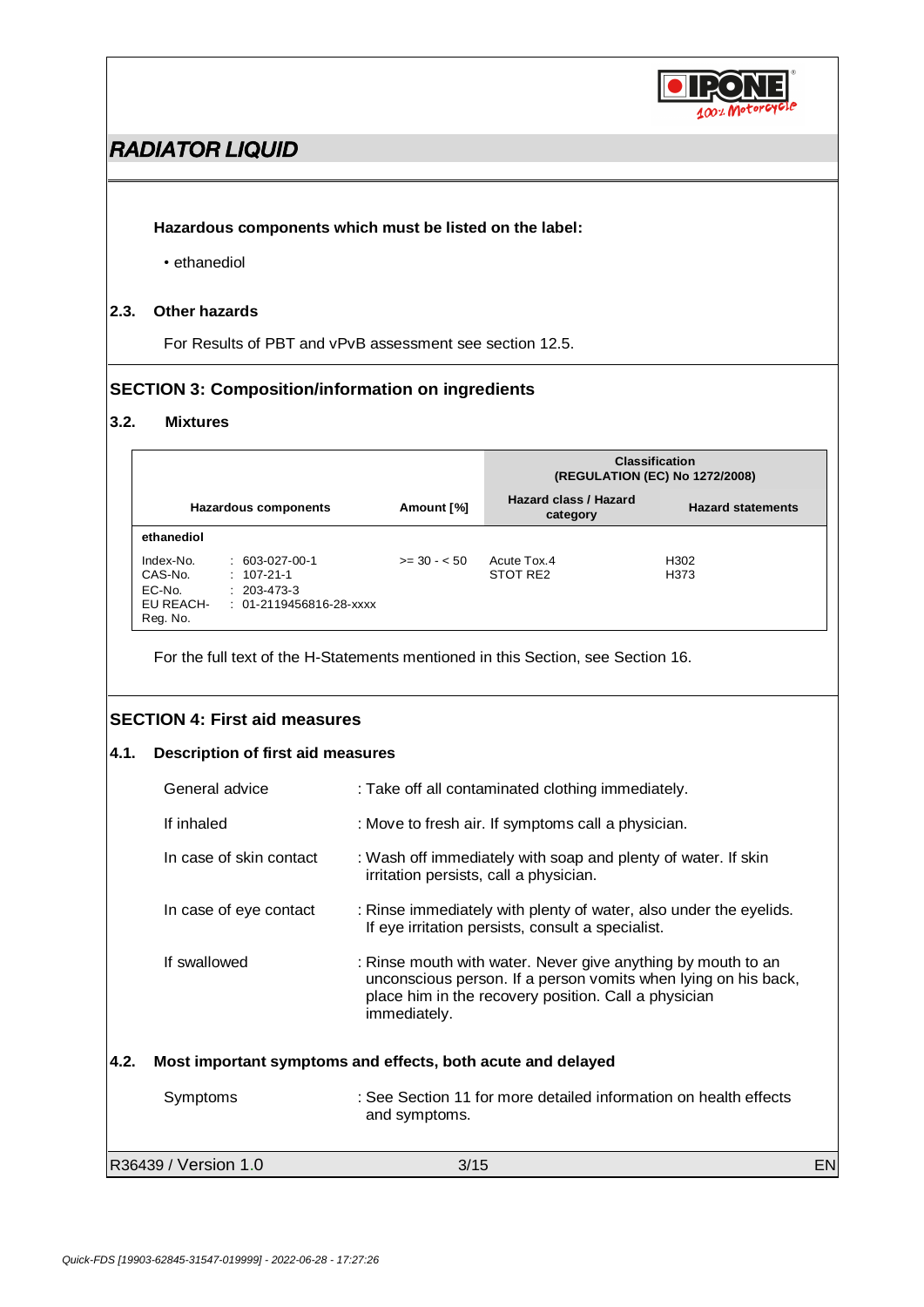**Hazardous components which must be listed on the label:**

- ethanediol

### 2.3. Other hazards

For Results of PBT and vPvB assessment see section 12.5.

## SECTION 3: Composition/information on ingredients

### 3.2. Mixtures

| Hazardous components | Amount [%] | Classification (REGULATION (EC) No 1272/2008) | |
|---|---|---|---|
| | | Hazard class / Hazard category | Hazard statements |
| **ethanediol** | | | |
| Index-No. : 603-027-00-1<br>CAS-No. : 107-21-1<br>EC-No. : 203-473-3<br>EU REACH-Reg. No. : 01-2119456816-28-xxxx | >= 30 - < 50 | Acute Tox.4<br>STOT RE2 | H302<br>H373 |

For the full text of the H-Statements mentioned in this Section, see Section 16.

## SECTION 4: First aid measures

### 4.1. Description of first aid measures

| | |
|---|---|
| General advice | : Take off all contaminated clothing immediately. |
| If inhaled | : Move to fresh air. If symptoms call a physician. |
| In case of skin contact | : Wash off immediately with soap and plenty of water. If skin irritation persists, call a physician. |
| In case of eye contact | : Rinse immediately with plenty of water, also under the eyelids. If eye irritation persists, consult a specialist. |
| If swallowed | : Rinse mouth with water. Never give anything by mouth to an unconscious person. If a person vomits when lying on his back, place him in the recovery position. Call a physician immediately. |

### 4.2. Most important symptoms and effects, both acute and delayed

| | |
|---|---|
| Symptoms | : See Section 11 for more detailed information on health effects and symptoms. |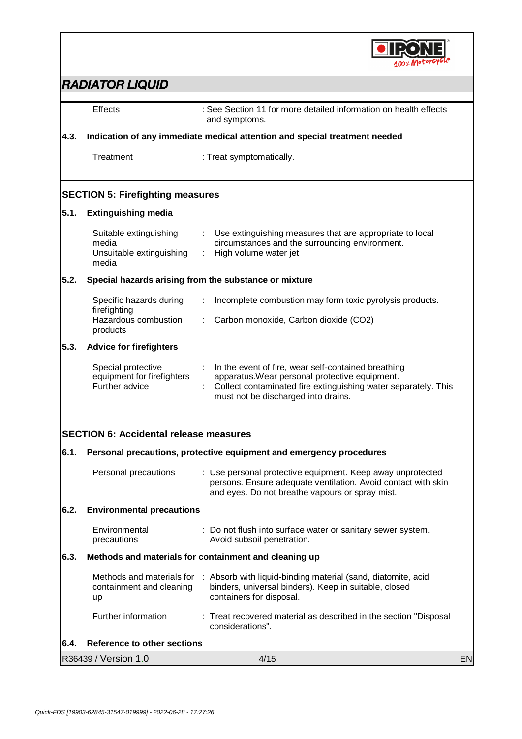Effects : See Section 11 for more detailed information on health effects and symptoms.

### 4.3. Indication of any immediate medical attention and special treatment needed

Treatment : Treat symptomatically.

## SECTION 5: Firefighting measures

### 5.1. Extinguishing media

| | | |
|---|---|---|
| Suitable extinguishing media | : | Use extinguishing measures that are appropriate to local circumstances and the surrounding environment. |
| Unsuitable extinguishing media | : | High volume water jet |

### 5.2. Special hazards arising from the substance or mixture

| | | |
|---|---|---|
| Specific hazards during firefighting | : | Incomplete combustion may form toxic pyrolysis products. |
| Hazardous combustion products | : | Carbon monoxide, Carbon dioxide ($CO_2$) |

### 5.3. Advice for firefighters

| | | |
|---|---|---|
| Special protective equipment for firefighters | : | In the event of fire, wear self-contained breathing apparatus.Wear personal protective equipment. |
| Further advice | : | Collect contaminated fire extinguishing water separately. This must not be discharged into drains. |

## SECTION 6: Accidental release measures

### 6.1. Personal precautions, protective equipment and emergency procedures

Personal precautions : Use personal protective equipment. Keep away unprotected persons. Ensure adequate ventilation. Avoid contact with skin and eyes. Do not breathe vapours or spray mist.

### 6.2. Environmental precautions

Environmental precautions : Do not flush into surface water or sanitary sewer system. Avoid subsoil penetration.

### 6.3. Methods and materials for containment and cleaning up

Methods and materials for containment and cleaning up : Absorb with liquid-binding material (sand, diatomite, acid binders, universal binders). Keep in suitable, closed containers for disposal.

Further information : Treat recovered material as described in the section "Disposal considerations".

### 6.4. Reference to other sections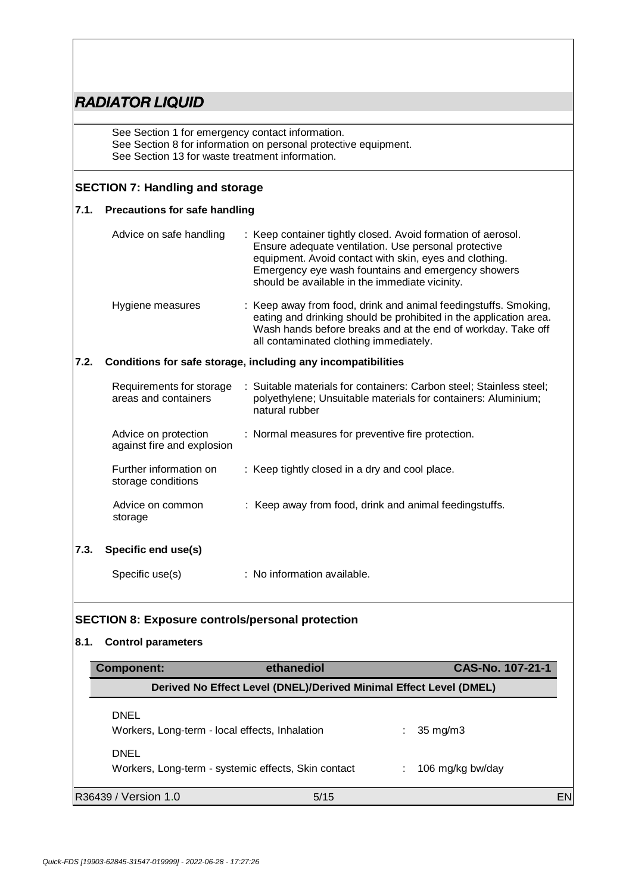See Section 1 for emergency contact information.
See Section 8 for information on personal protective equipment.
See Section 13 for waste treatment information.

## SECTION 7: Handling and storage

### 7.1. Precautions for safe handling

| | |
|---|---|
| Advice on safe handling | : Keep container tightly closed. Avoid formation of aerosol. Ensure adequate ventilation. Use personal protective equipment. Avoid contact with skin, eyes and clothing. Emergency eye wash fountains and emergency showers should be available in the immediate vicinity. |
| Hygiene measures | : Keep away from food, drink and animal feedingstuffs. Smoking, eating and drinking should be prohibited in the application area. Wash hands before breaks and at the end of workday. Take off all contaminated clothing immediately. |

### 7.2. Conditions for safe storage, including any incompatibilities

| | |
|---|---|
| Requirements for storage areas and containers | : Suitable materials for containers: Carbon steel; Stainless steel; polyethylene; Unsuitable materials for containers: Aluminium; natural rubber |
| Advice on protection against fire and explosion | : Normal measures for preventive fire protection. |
| Further information on storage conditions | : Keep tightly closed in a dry and cool place. |
| Advice on common storage | : Keep away from food, drink and animal feedingstuffs. |

### 7.3. Specific end use(s)

| | |
|---|---|
| Specific use(s) | : No information available. |

## SECTION 8: Exposure controls/personal protection

### 8.1. Control parameters

| Component: | ethanediol | CAS-No. 107-21-1 |
|---|---|---|
| **Derived No Effect Level (DNEL)/Derived Minimal Effect Level (DMEL)** | | |
| DNEL<br>Workers, Long-term - local effects, Inhalation | : | 35 mg/m3 |
| DNEL<br>Workers, Long-term - systemic effects, Skin contact | : | 106 mg/kg bw/day |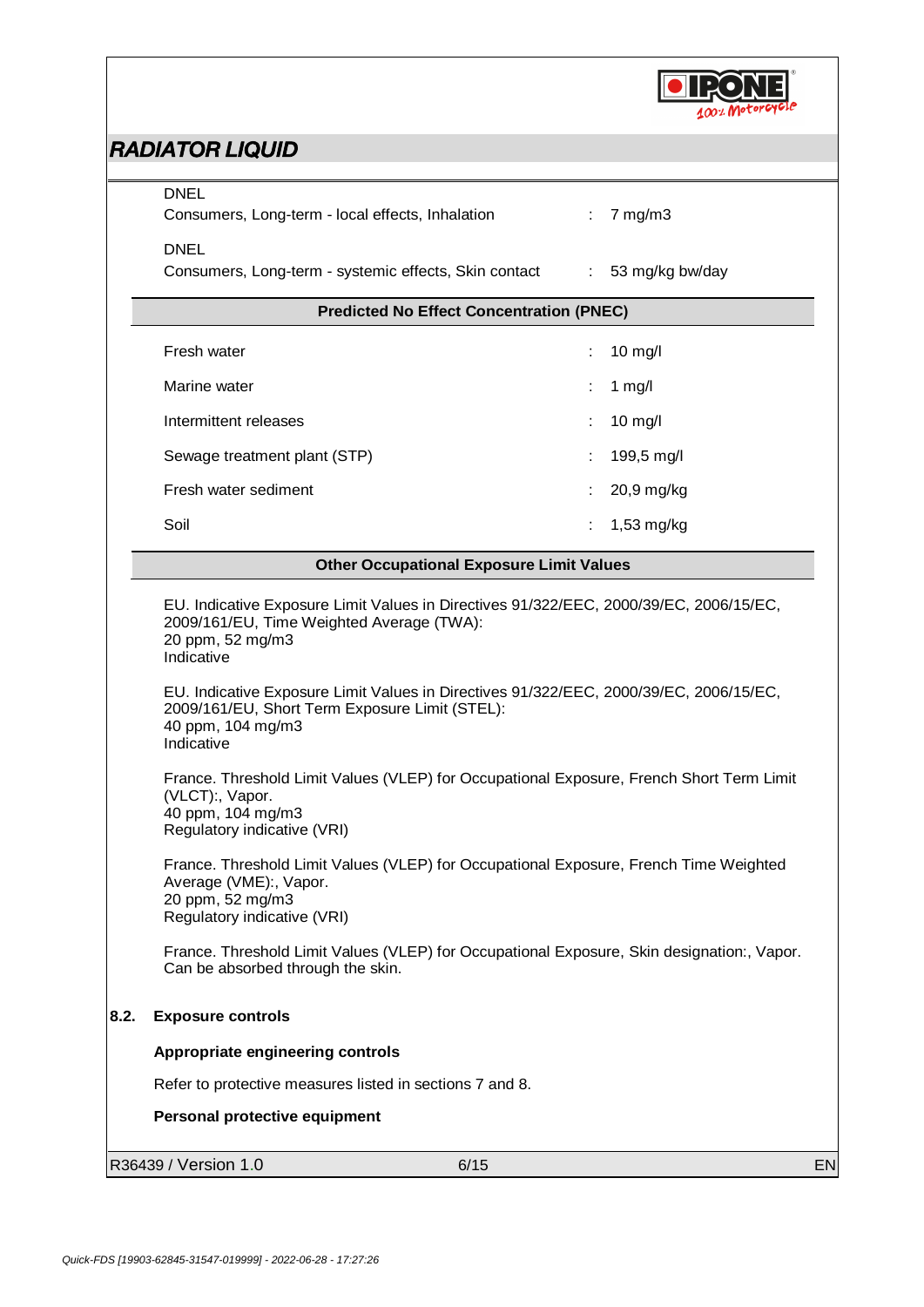DNEL
Consumers, Long-term - local effects, Inhalation : 7 mg/m3

DNEL
Consumers, Long-term - systemic effects, Skin contact : 53 mg/kg bw/day

**Predicted No Effect Concentration (PNEC)**

| | |
|---|---|
| Fresh water | 10 mg/l |
| Marine water | 1 mg/l |
| Intermittent releases | 10 mg/l |
| Sewage treatment plant (STP) | 199,5 mg/l |
| Fresh water sediment | 20,9 mg/kg |
| Soil | 1,53 mg/kg |

**Other Occupational Exposure Limit Values**

EU. Indicative Exposure Limit Values in Directives 91/322/EEC, 2000/39/EC, 2006/15/EC, 2009/161/EU, Time Weighted Average (TWA):
20 ppm, 52 mg/m3
Indicative

EU. Indicative Exposure Limit Values in Directives 91/322/EEC, 2000/39/EC, 2006/15/EC, 2009/161/EU, Short Term Exposure Limit (STEL):
40 ppm, 104 mg/m3
Indicative

France. Threshold Limit Values (VLEP) for Occupational Exposure, French Short Term Limit (VLCT):, Vapor.
40 ppm, 104 mg/m3
Regulatory indicative (VRI)

France. Threshold Limit Values (VLEP) for Occupational Exposure, French Time Weighted Average (VME):, Vapor.
20 ppm, 52 mg/m3
Regulatory indicative (VRI)

France. Threshold Limit Values (VLEP) for Occupational Exposure, Skin designation:, Vapor.
Can be absorbed through the skin.

## 8.2. Exposure controls

**Appropriate engineering controls**

Refer to protective measures listed in sections 7 and 8.

**Personal protective equipment**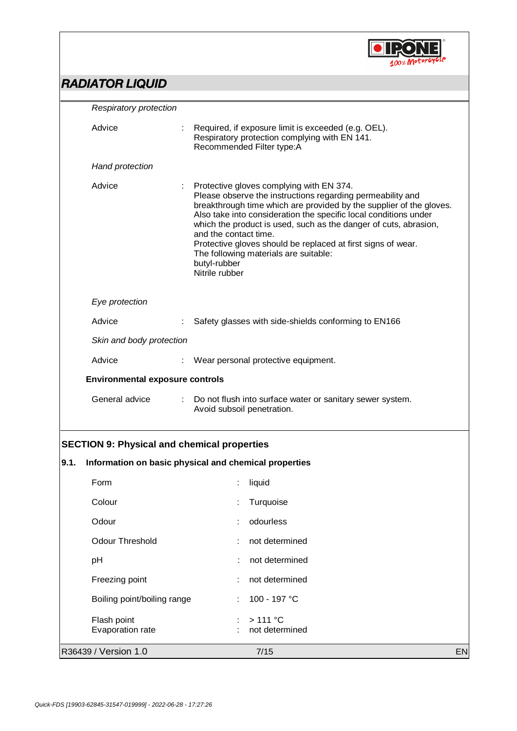*Respiratory protection*

| | | |
|---|---|---|
| Advice | : | Required, if exposure limit is exceeded (e.g. OEL).<br>Respiratory protection complying with EN 141.<br>Recommended Filter type:A |

*Hand protection*

| | | |
|---|---|---|
| Advice | : | Protective gloves complying with EN 374.<br>Please observe the instructions regarding permeability and breakthrough time which are provided by the supplier of the gloves. Also take into consideration the specific local conditions under which the product is used, such as the danger of cuts, abrasion, and the contact time.<br>Protective gloves should be replaced at first signs of wear.<br>The following materials are suitable:<br>butyl-rubber<br>Nitrile rubber |

*Eye protection*

| | | |
|---|---|---|
| Advice | : | Safety glasses with side-shields conforming to EN166 |

*Skin and body protection*

| | | |
|---|---|---|
| Advice | : | Wear personal protective equipment. |

**Environmental exposure controls**

| | | |
|---|---|---|
| General advice | : | Do not flush into surface water or sanitary sewer system.<br>Avoid subsoil penetration. |

## SECTION 9: Physical and chemical properties

### 9.1. Information on basic physical and chemical properties

| | | |
|---|---|---|
| Form | : | liquid |
| Colour | : | Turquoise |
| Odour | : | odourless |
| Odour Threshold | : | not determined |
| pH | : | not determined |
| Freezing point | : | not determined |
| Boiling point/boiling range | : | 100 - 197 °C |
| Flash point | : | > 111 °C |
| Evaporation rate | : | not determined |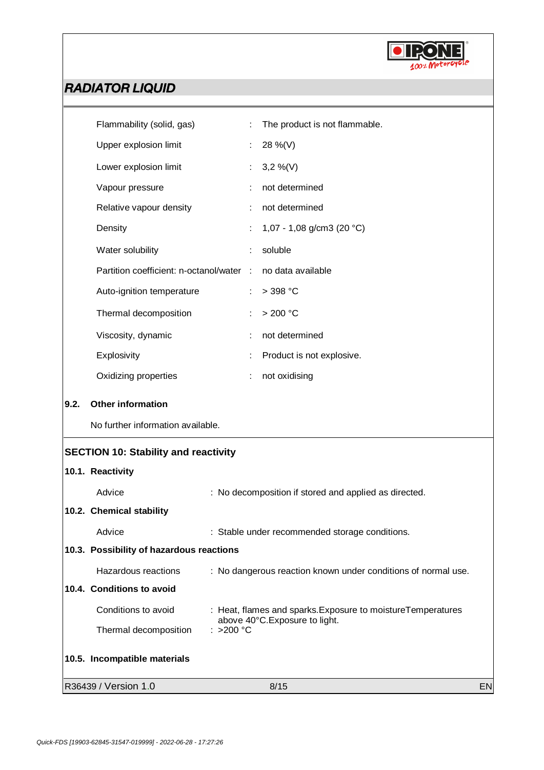| | | |
|---|---|---|
| Flammability (solid, gas) | : | The product is not flammable. |
| Upper explosion limit | : | 28 %(V) |
| Lower explosion limit | : | 3,2 %(V) |
| Vapour pressure | : | not determined |
| Relative vapour density | : | not determined |
| Density | : | 1,07 - 1,08 g/cm3 (20 °C) |
| Water solubility | : | soluble |
| Partition coefficient: n-octanol/water | : | no data available |
| Auto-ignition temperature | : | > 398 °C |
| Thermal decomposition | : | > 200 °C |
| Viscosity, dynamic | : | not determined |
| Explosivity | : | Product is not explosive. |
| Oxidizing properties | : | not oxidising |

### 9.2. Other information

No further information available.

## SECTION 10: Stability and reactivity

### 10.1. Reactivity

Advice : No decomposition if stored and applied as directed.

### 10.2. Chemical stability

Advice : Stable under recommended storage conditions.

### 10.3. Possibility of hazardous reactions

Hazardous reactions : No dangerous reaction known under conditions of normal use.

### 10.4. Conditions to avoid

Conditions to avoid : Heat, flames and sparks.Exposure to moistureTemperatures above 40°C.Exposure to light.

Thermal decomposition : >200 °C

### 10.5. Incompatible materials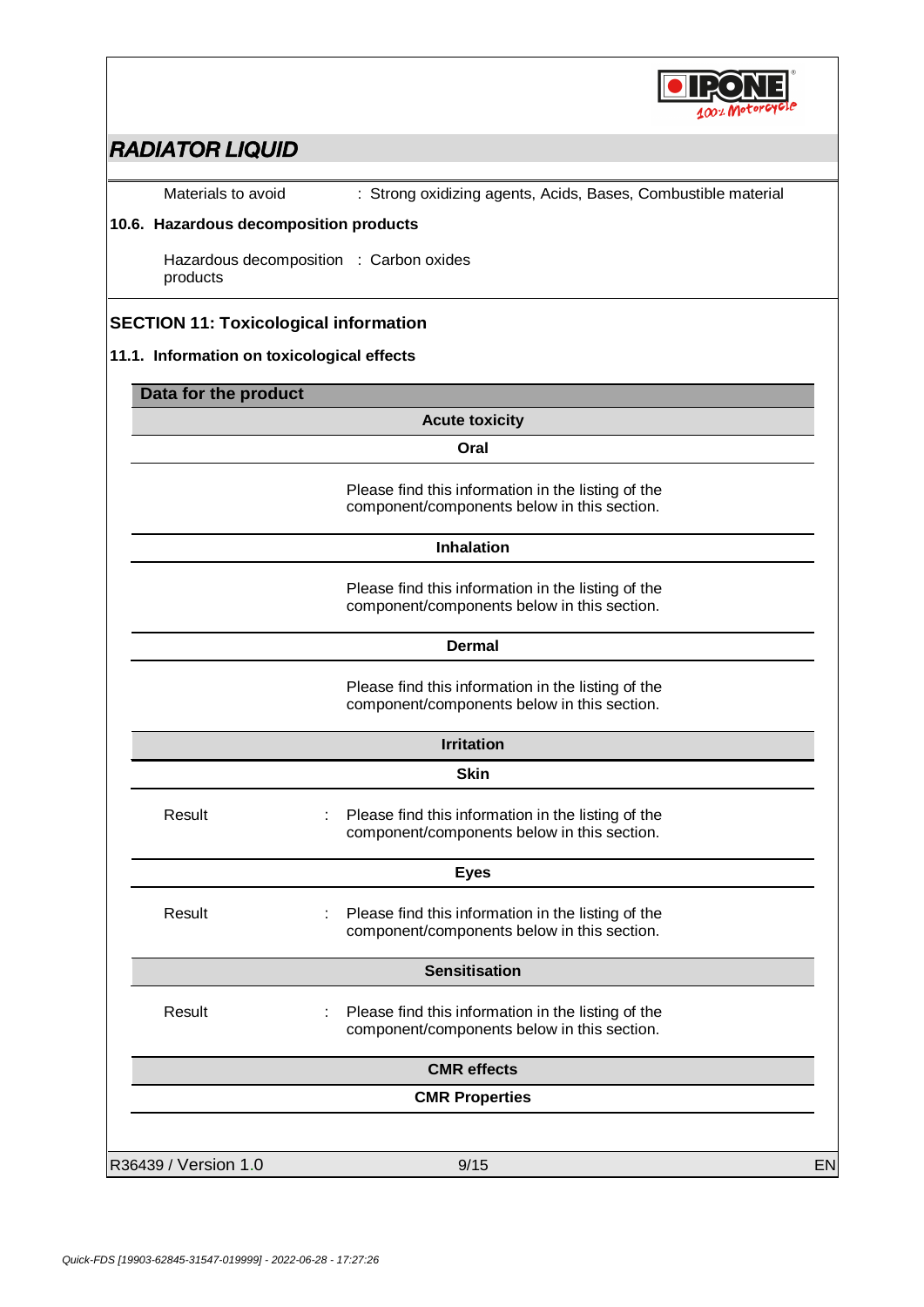Materials to avoid : Strong oxidizing agents, Acids, Bases, Combustible material

**10.6. Hazardous decomposition products**

Hazardous decomposition products : Carbon oxides

## SECTION 11: Toxicological information

### 11.1. Information on toxicological effects

**Data for the product**

**Acute toxicity**

**Oral**

Please find this information in the listing of the component/components below in this section.

**Inhalation**

Please find this information in the listing of the component/components below in this section.

**Dermal**

Please find this information in the listing of the component/components below in this section.

**Irritation**

**Skin**

Result : Please find this information in the listing of the component/components below in this section.

**Eyes**

Result : Please find this information in the listing of the component/components below in this section.

**Sensitisation**

Result : Please find this information in the listing of the component/components below in this section.

**CMR effects**

**CMR Properties**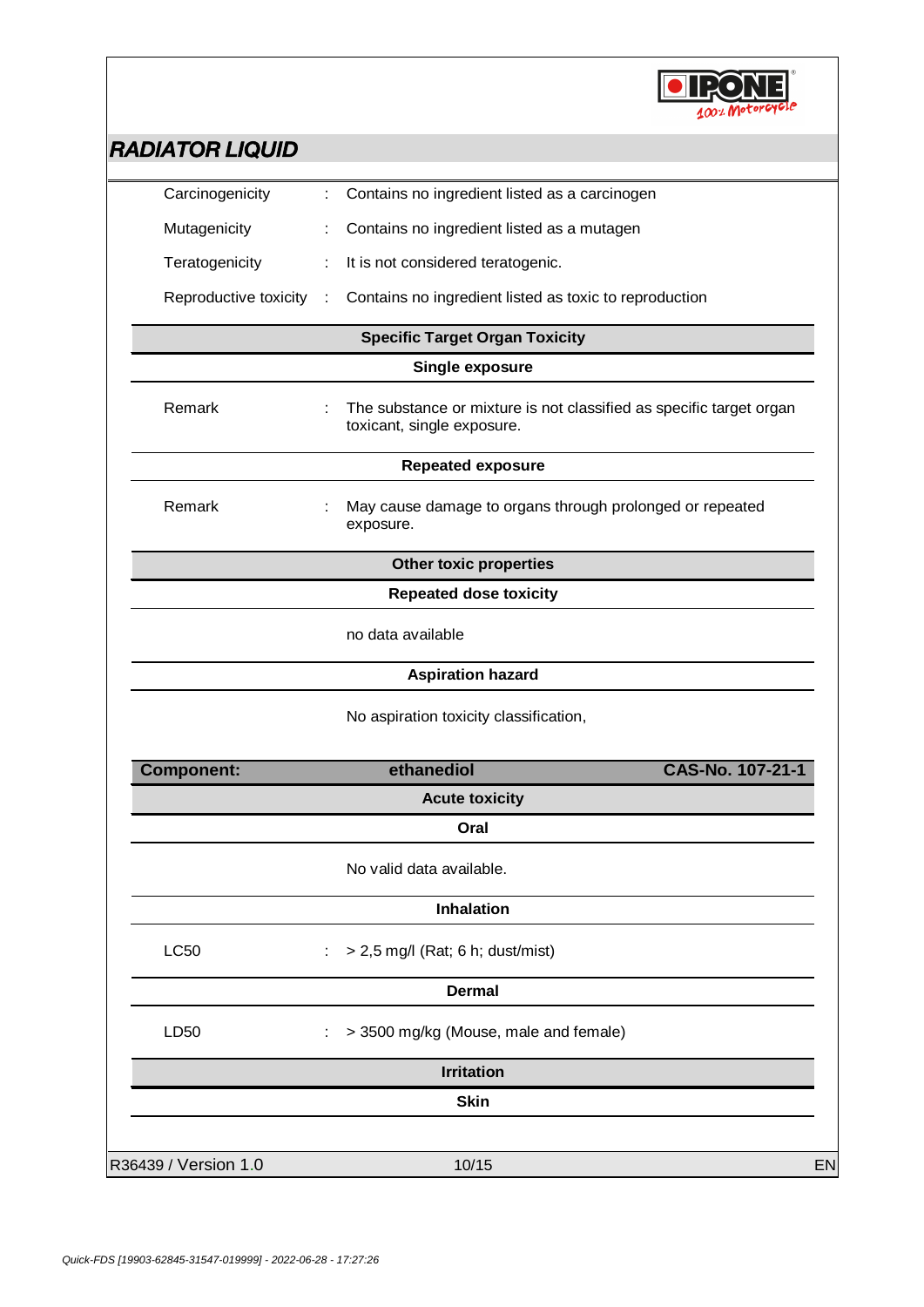| | | |
|---|---|---|
| Carcinogenicity | : | Contains no ingredient listed as a carcinogen |
| Mutagenicity | : | Contains no ingredient listed as a mutagen |
| Teratogenicity | : | It is not considered teratogenic. |
| Reproductive toxicity | : | Contains no ingredient listed as toxic to reproduction |

**Specific Target Organ Toxicity**

**Single exposure**

| | | |
|---|---|---|
| Remark | : | The substance or mixture is not classified as specific target organ toxicant, single exposure. |

**Repeated exposure**

| | | |
|---|---|---|
| Remark | : | May cause damage to organs through prolonged or repeated exposure. |

**Other toxic properties**

**Repeated dose toxicity**

no data available

**Aspiration hazard**

No aspiration toxicity classification,

| **Component:** | **ethanediol** | **CAS-No. 107-21-1** |
|---|---|---|

**Acute toxicity**

**Oral**

No valid data available.

**Inhalation**

| | | |
|---|---|---|
| LC50 | : | > 2,5 mg/l (Rat; 6 h; dust/mist) |

**Dermal**

| | | |
|---|---|---|
| LD50 | : | > 3500 mg/kg (Mouse, male and female) |

**Irritation**

**Skin**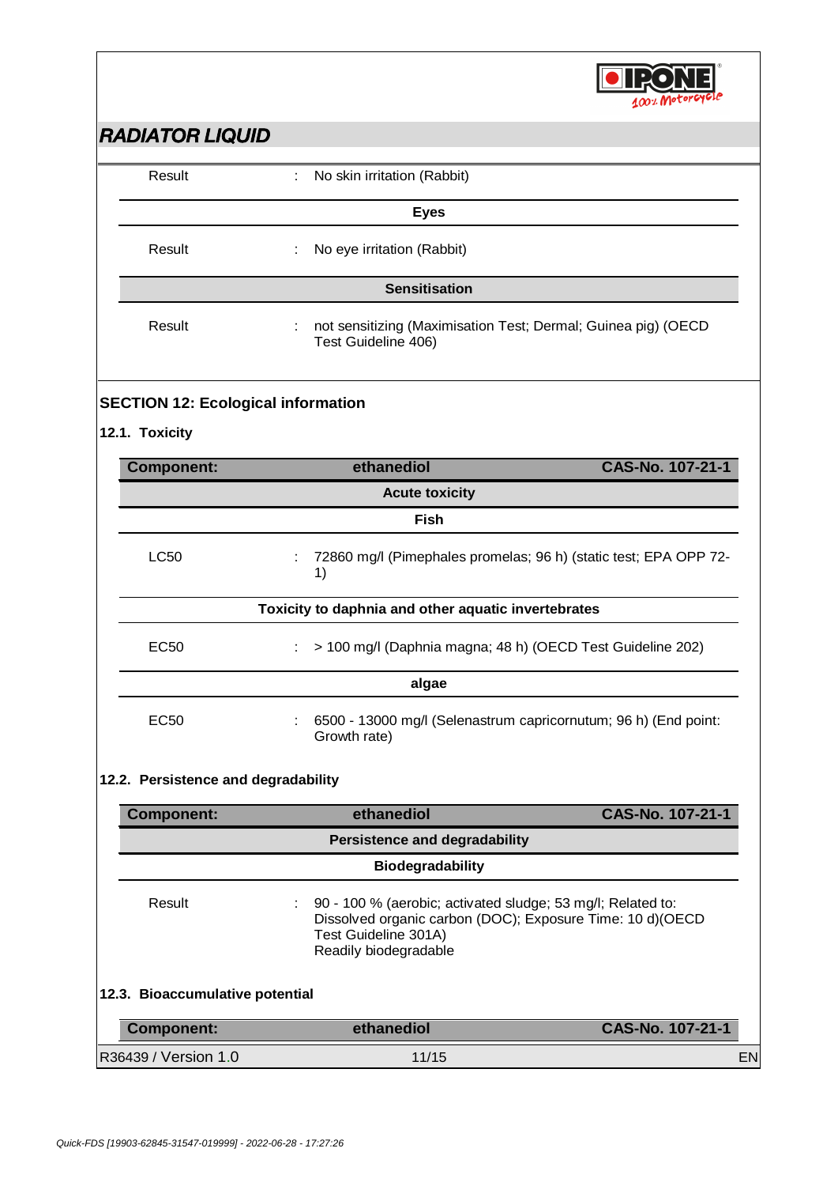| | | |
|---|---|---|
| Result | : | No skin irritation (Rabbit) |

**Eyes**

| | | |
|---|---|---|
| Result | : | No eye irritation (Rabbit) |

**Sensitisation**

| | | |
|---|---|---|
| Result | : | not sensitizing (Maximisation Test; Dermal; Guinea pig) (OECD Test Guideline 406) |

## SECTION 12: Ecological information

### 12.1. Toxicity

| Component: | ethanediol | CAS-No. 107-21-1 |
|---|---|---|

**Acute toxicity**

**Fish**

| | | |
|---|---|---|
| LC50 | : | 72860 mg/l (Pimephales promelas; 96 h) (static test; EPA OPP 72-1) |

**Toxicity to daphnia and other aquatic invertebrates**

| | | |
|---|---|---|
| EC50 | : | > 100 mg/l (Daphnia magna; 48 h) (OECD Test Guideline 202) |

**algae**

| | | |
|---|---|---|
| EC50 | : | 6500 - 13000 mg/l (Selenastrum capricornutum; 96 h) (End point: Growth rate) |

### 12.2. Persistence and degradability

| Component: | ethanediol | CAS-No. 107-21-1 |
|---|---|---|

**Persistence and degradability**

**Biodegradability**

| | | |
|---|---|---|
| Result | : | 90 - 100 % (aerobic; activated sludge; 53 mg/l; Related to: Dissolved organic carbon (DOC); Exposure Time: 10 d)(OECD Test Guideline 301A)<br>Readily biodegradable |

### 12.3. Bioaccumulative potential

| Component: | ethanediol | CAS-No. 107-21-1 |
|---|---|---|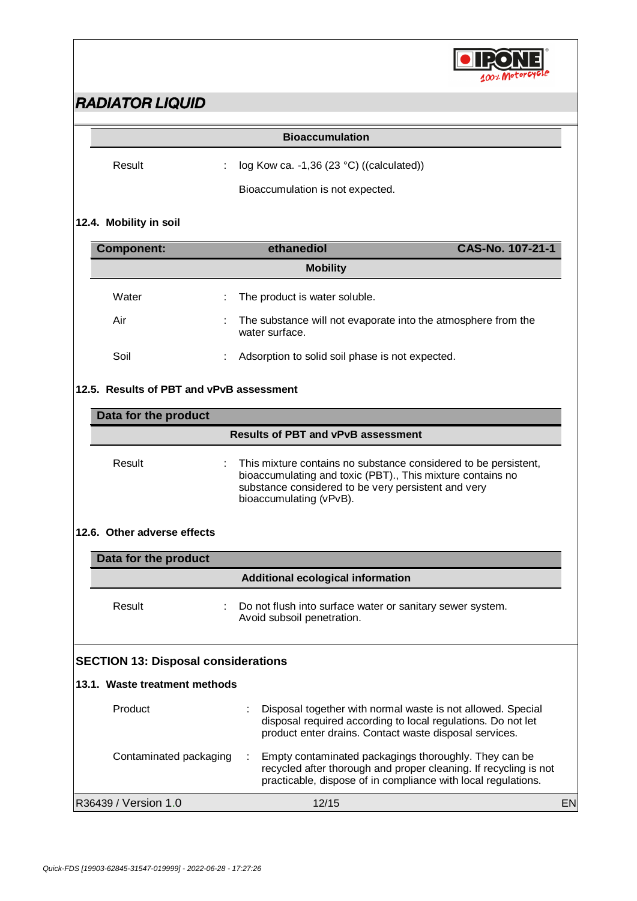#### Bioaccumulation

| | | |
|---|---|---|
| Result | : | log Kow ca. -1,36 (23 °C) ((calculated)) |
| | | Bioaccumulation is not expected. |

### 12.4. Mobility in soil

| Component: | ethanediol | CAS-No. 107-21-1 |
|---|---|---|

#### Mobility

| | | |
|---|---|---|
| Water | : | The product is water soluble. |
| Air | : | The substance will not evaporate into the atmosphere from the water surface. |
| Soil | : | Adsorption to solid soil phase is not expected. |

### 12.5. Results of PBT and vPvB assessment

**Data for the product**

#### Results of PBT and vPvB assessment

| | | |
|---|---|---|
| Result | : | This mixture contains no substance considered to be persistent, bioaccumulating and toxic (PBT)., This mixture contains no substance considered to be very persistent and very bioaccumulating (vPvB). |

### 12.6. Other adverse effects

**Data for the product**

#### Additional ecological information

| | | |
|---|---|---|
| Result | : | Do not flush into surface water or sanitary sewer system. Avoid subsoil penetration. |

## SECTION 13: Disposal considerations

### 13.1. Waste treatment methods

| | | |
|---|---|---|
| Product | : | Disposal together with normal waste is not allowed. Special disposal required according to local regulations. Do not let product enter drains. Contact waste disposal services. |
| Contaminated packaging | : | Empty contaminated packagings thoroughly. They can be recycled after thorough and proper cleaning. If recycling is not practicable, dispose of in compliance with local regulations. |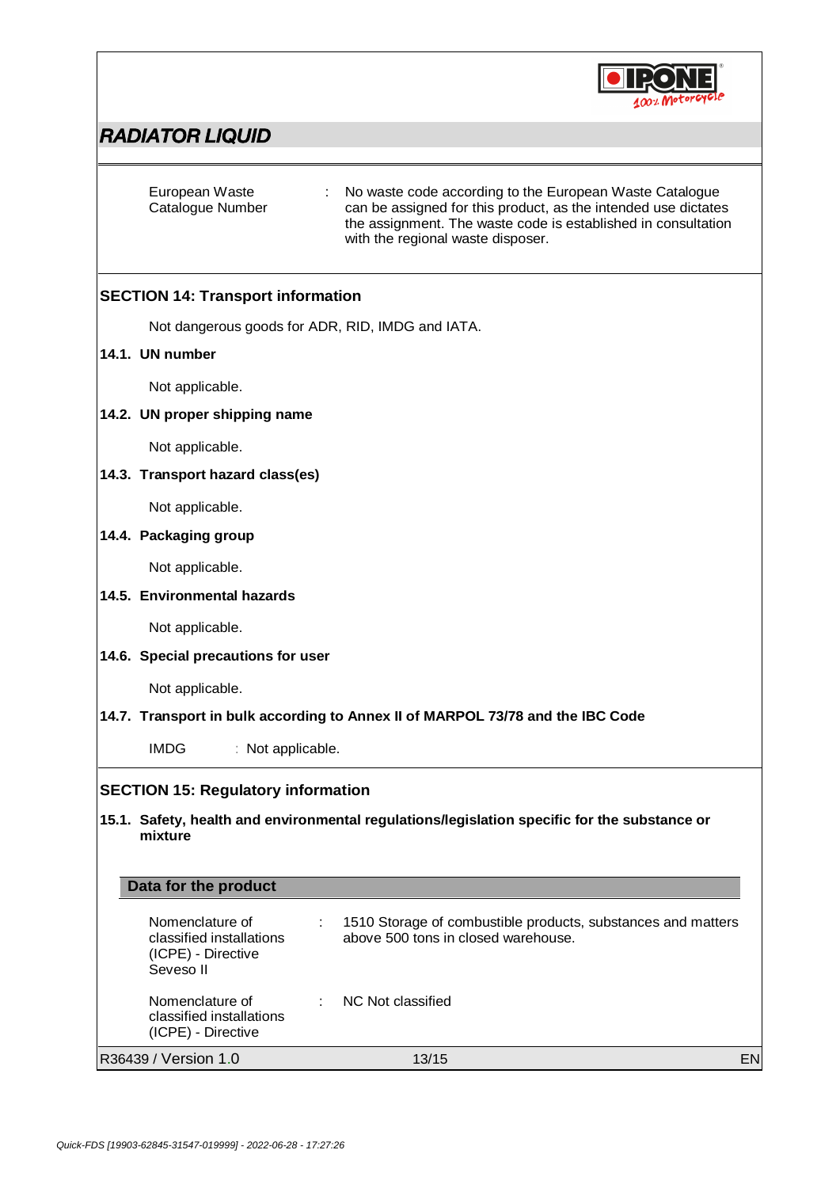European Waste Catalogue Number : No waste code according to the European Waste Catalogue can be assigned for this product, as the intended use dictates the assignment. The waste code is established in consultation with the regional waste disposer.

## SECTION 14: Transport information

Not dangerous goods for ADR, RID, IMDG and IATA.

### 14.1. UN number

Not applicable.

### 14.2. UN proper shipping name

Not applicable.

### 14.3. Transport hazard class(es)

Not applicable.

### 14.4. Packaging group

Not applicable.

### 14.5. Environmental hazards

Not applicable.

### 14.6. Special precautions for user

Not applicable.

### 14.7. Transport in bulk according to Annex II of MARPOL 73/78 and the IBC Code

IMDG : Not applicable.

## SECTION 15: Regulatory information

### 15.1. Safety, health and environmental regulations/legislation specific for the substance or mixture

**Data for the product**

Nomenclature of classified installations (ICPE) - Directive Seveso II : 1510 Storage of combustible products, substances and matters above 500 tons in closed warehouse.

Nomenclature of classified installations (ICPE) - Directive : NC Not classified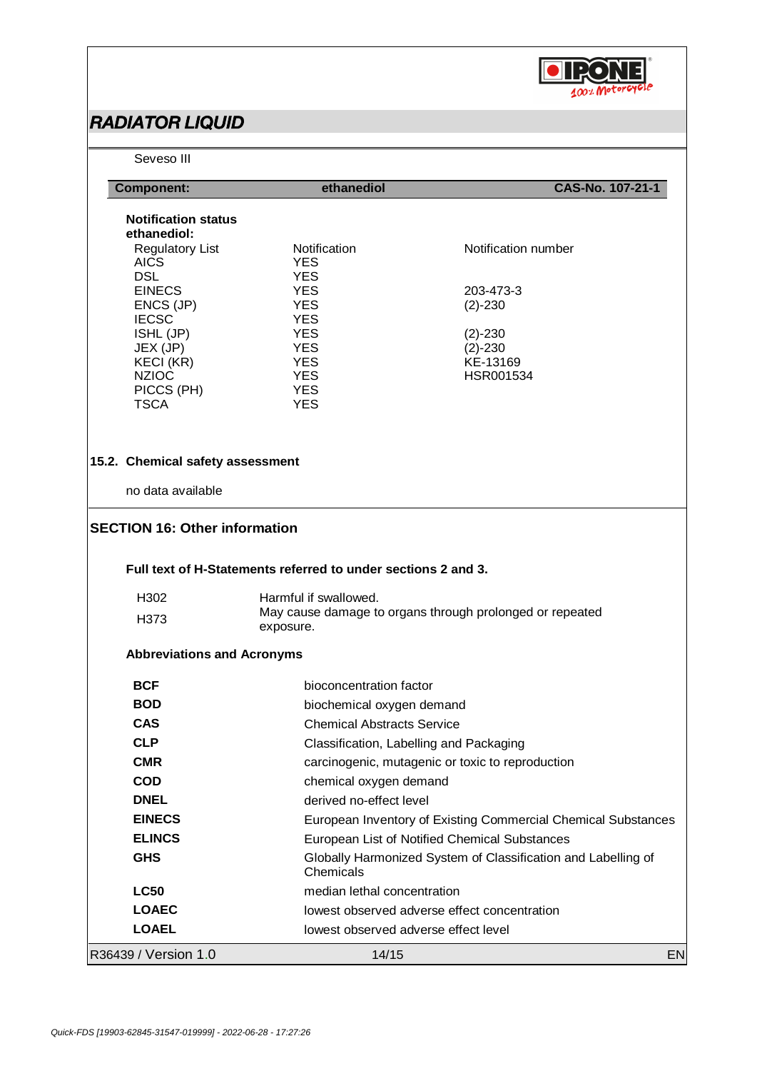Seveso III

| Component: | ethanediol | CAS-No. 107-21-1 |
|---|---|---|

**Notification status ethanediol:**

| Regulatory List | Notification | Notification number |
|---|---|---|
| AICS | YES | |
| DSL | YES | |
| EINECS | YES | 203-473-3 |
| ENCS (JP) | YES | (2)-230 |
| IECSC | YES | |
| ISHL (JP) | YES | (2)-230 |
| JEX (JP) | YES | (2)-230 |
| KECI (KR) | YES | KE-13169 |
| NZIOC | YES | HSR001534 |
| PICCS (PH) | YES | |
| TSCA | YES | |

## 15.2. Chemical safety assessment

no data available

## SECTION 16: Other information

**Full text of H-Statements referred to under sections 2 and 3.**

| | |
|---|---|
| H302 | Harmful if swallowed. |
| H373 | May cause damage to organs through prolonged or repeated exposure. |

**Abbreviations and Acronyms**

| | |
|---|---|
| **BCF** | bioconcentration factor |
| **BOD** | biochemical oxygen demand |
| **CAS** | Chemical Abstracts Service |
| **CLP** | Classification, Labelling and Packaging |
| **CMR** | carcinogenic, mutagenic or toxic to reproduction |
| **COD** | chemical oxygen demand |
| **DNEL** | derived no-effect level |
| **EINECS** | European Inventory of Existing Commercial Chemical Substances |
| **ELINCS** | European List of Notified Chemical Substances |
| **GHS** | Globally Harmonized System of Classification and Labelling of Chemicals |
| **LC50** | median lethal concentration |
| **LOAEC** | lowest observed adverse effect concentration |
| **LOAEL** | lowest observed adverse effect level |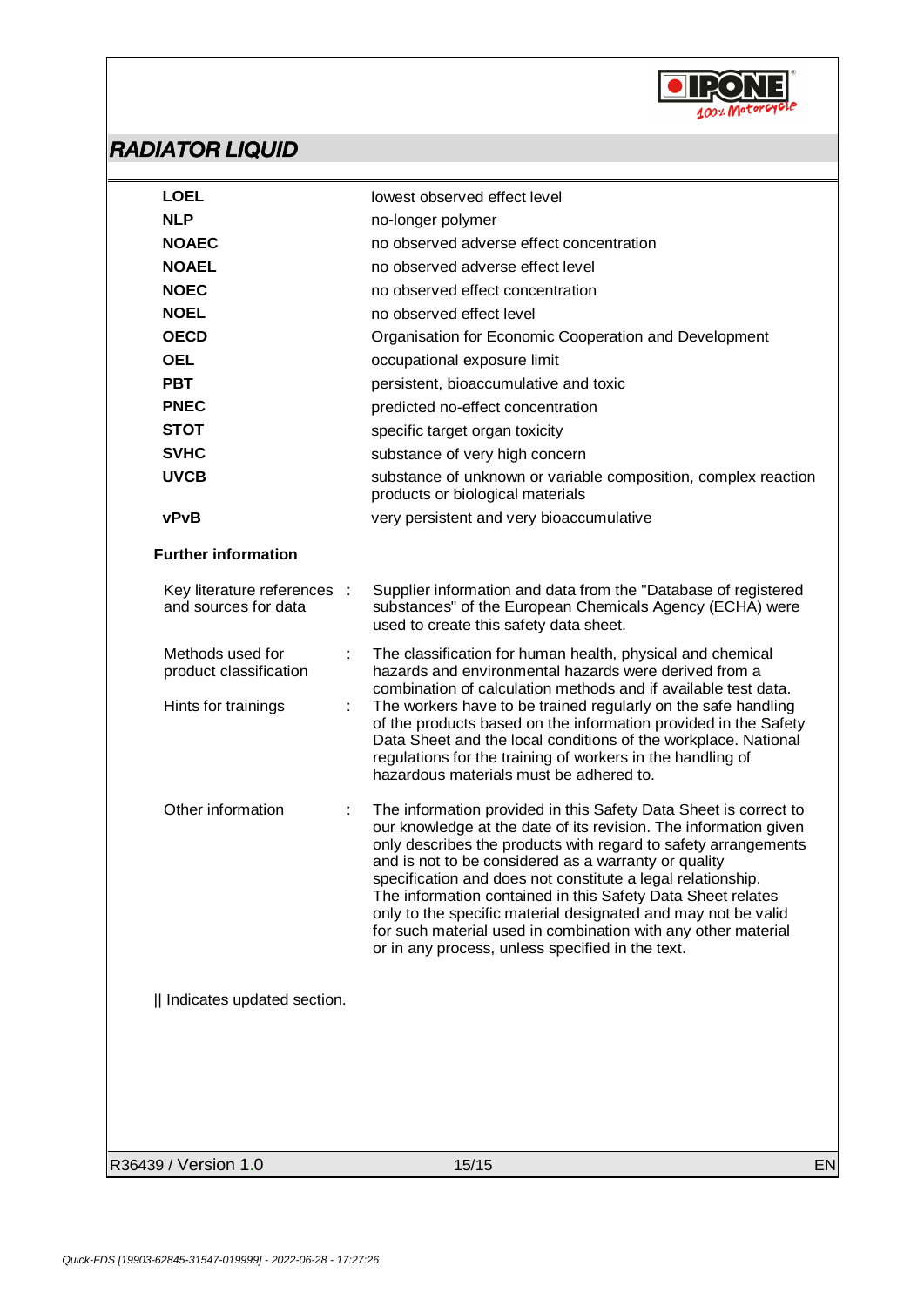| | |
|---|---|
| **LOEL** | lowest observed effect level |
| **NLP** | no-longer polymer |
| **NOAEC** | no observed adverse effect concentration |
| **NOAEL** | no observed adverse effect level |
| **NOEC** | no observed effect concentration |
| **NOEL** | no observed effect level |
| **OECD** | Organisation for Economic Cooperation and Development |
| **OEL** | occupational exposure limit |
| **PBT** | persistent, bioaccumulative and toxic |
| **PNEC** | predicted no-effect concentration |
| **STOT** | specific target organ toxicity |
| **SVHC** | substance of very high concern |
| **UVCB** | substance of unknown or variable composition, complex reaction products or biological materials |
| **vPvB** | very persistent and very bioaccumulative |

**Further information**

| | | |
|---|---|---|
| Key literature references and sources for data | : | Supplier information and data from the "Database of registered substances" of the European Chemicals Agency (ECHA) were used to create this safety data sheet. |
| Methods used for product classification | : | The classification for human health, physical and chemical hazards and environmental hazards were derived from a combination of calculation methods and if available test data. |
| Hints for trainings | : | The workers have to be trained regularly on the safe handling of the products based on the information provided in the Safety Data Sheet and the local conditions of the workplace. National regulations for the training of workers in the handling of hazardous materials must be adhered to. |
| Other information | : | The information provided in this Safety Data Sheet is correct to our knowledge at the date of its revision. The information given only describes the products with regard to safety arrangements and is not to be considered as a warranty or quality specification and does not constitute a legal relationship. The information contained in this Safety Data Sheet relates only to the specific material designated and may not be valid for such material used in combination with any other material or in any process, unless specified in the text. |

|| Indicates updated section.